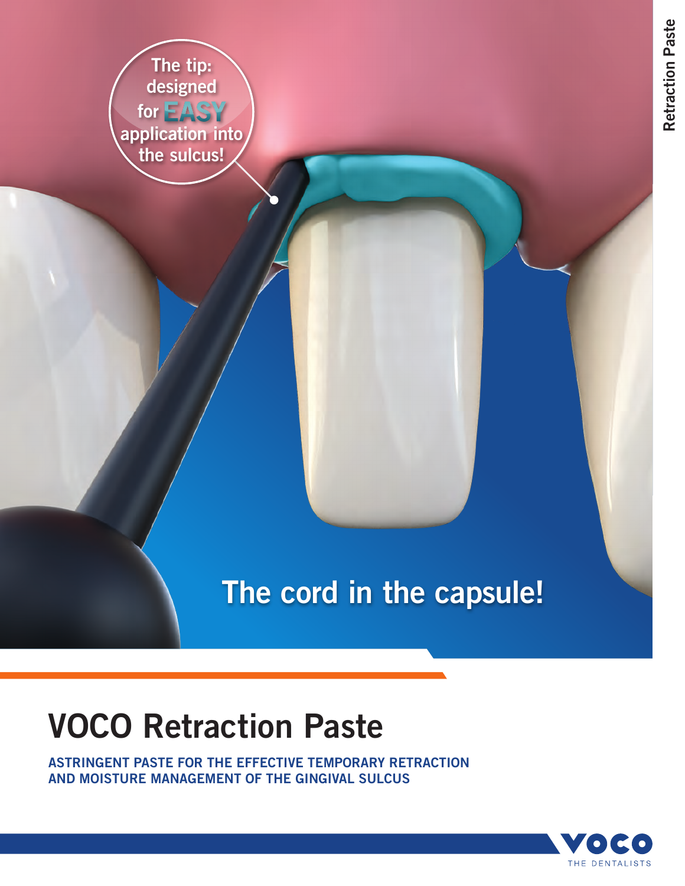The tip: designed for EASY application into the sulcus!

The cord in the capsule!

# VOCO Retraction Paste

**ASTRINGENT PASTE FOR THE EFFECTIVE TEMPORARY RETRACTION AND MOISTURE MANAGEMENT OF THE GINGIVAL SULCUS**

VOCO THE DENTALISTS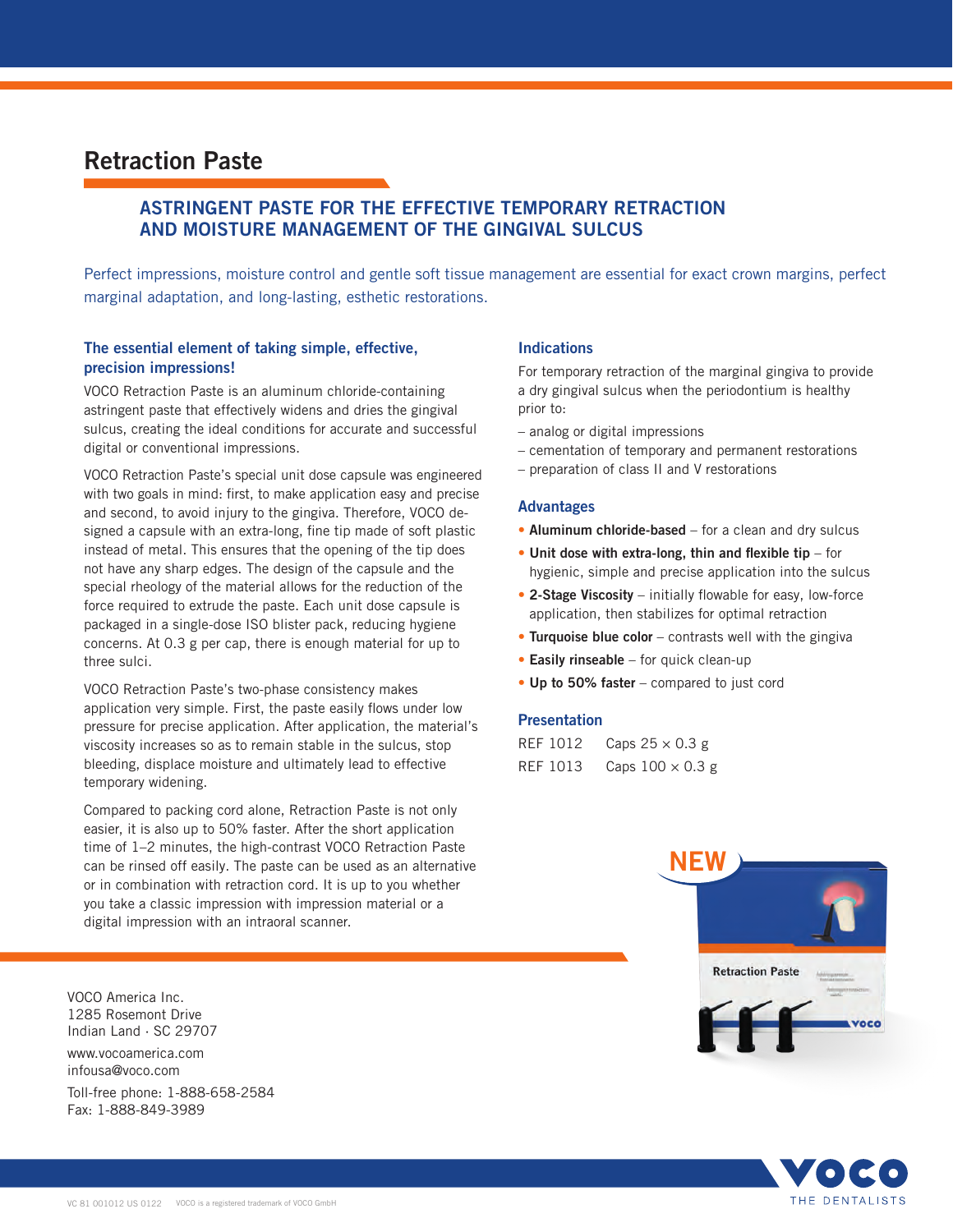# Retraction Paste

## ASTRINGENT PASTE FOR THE EFFECTIVE TEMPORARY RETRACTION AND MOISTURE MANAGEMENT OF THE GINGIVAL SULCUS

Perfect impressions, moisture control and gentle soft tissue management are essential for exact crown margins, perfect marginal adaptation, and long-lasting, esthetic restorations.

### The essential element of taking simple, effective, precision impressions!

VOCO Retraction Paste is an aluminum chloride-containing astringent paste that effectively widens and dries the gingival sulcus, creating the ideal conditions for accurate and successful digital or conventional impressions.

VOCO Retraction Paste's special unit dose capsule was engineered with two goals in mind: first, to make application easy and precise and second, to avoid injury to the gingiva. Therefore, VOCO designed a capsule with an extra-long, fine tip made of soft plastic instead of metal. This ensures that the opening of the tip does not have any sharp edges. The design of the capsule and the special rheology of the material allows for the reduction of the force required to extrude the paste. Each unit dose capsule is packaged in a single-dose ISO blister pack, reducing hygiene concerns. At 0.3 g per cap, there is enough material for up to three sulci.

VOCO Retraction Paste's two-phase consistency makes application very simple. First, the paste easily flows under low pressure for precise application. After application, the material's viscosity increases so as to remain stable in the sulcus, stop bleeding, displace moisture and ultimately lead to effective temporary widening.

Compared to packing cord alone, Retraction Paste is not only easier, it is also up to 50% faster. After the short application time of 1–2 minutes, the high-contrast VOCO Retraction Paste can be rinsed off easily. The paste can be used as an alternative or in combination with retraction cord. It is up to you whether you take a classic impression with impression material or a digital impression with an intraoral scanner.

### Indications

For temporary retraction of the marginal gingiva to provide a dry gingival sulcus when the periodontium is healthy prior to:

– analog or digital impressions
– cementation of temporary and permanent restorations
– preparation of class II and V restorations

### Advantages

- **Aluminum chloride-based** – for a clean and dry sulcus
- **Unit dose with extra-long, thin and flexible tip** – for hygienic, simple and precise application into the sulcus
- **2-Stage Viscosity** – initially flowable for easy, low-force application, then stabilizes for optimal retraction
- **Turquoise blue color** – contrasts well with the gingiva
- **Easily rinseable** – for quick clean-up
- **Up to 50% faster** – compared to just cord

### Presentation

| | |
|---|---|
| REF 1012 | Caps 25 × 0.3 g |
| REF 1013 | Caps 100 × 0.3 g |

NEW

VOCO America Inc.
1285 Rosemont Drive
Indian Land · SC 29707

www.vocoamerica.com
infousa@voco.com

Toll-free phone: 1-888-658-2584
Fax: 1-888-849-3989

VOCO THE DENTALISTS

VC 81 001012 US 0122 VOCO is a registered trademark of VOCO GmbH